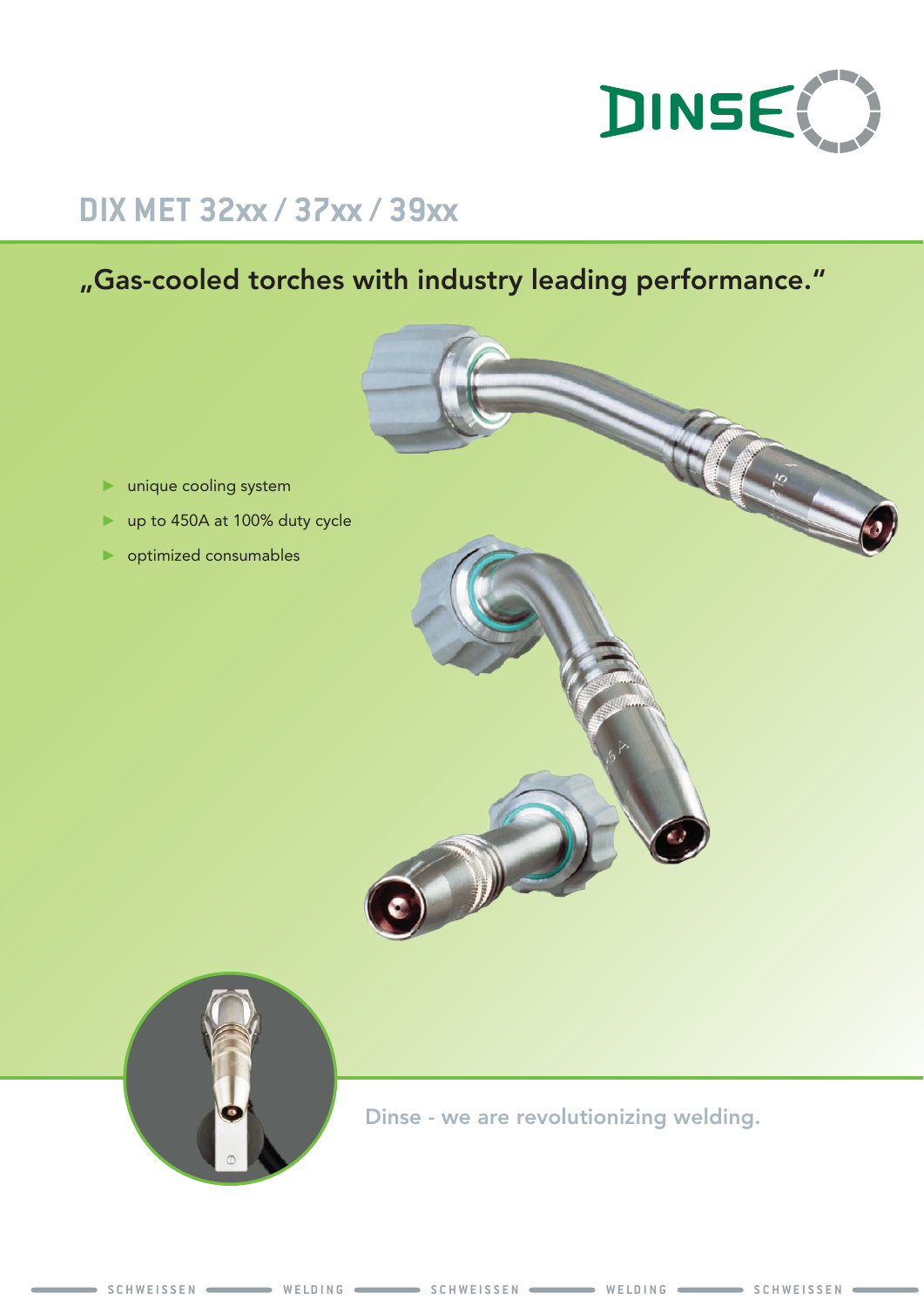# DIX MET 32xx / 37xx / 39xx

## „Gas-cooled torches with industry leading performance."

- unique cooling system
- up to 450A at 100% duty cycle
- optimized consumables

Dinse - we are revolutionizing welding.

SCHWEISSEN WELDING SCHWEISSEN WELDING SCHWEISSEN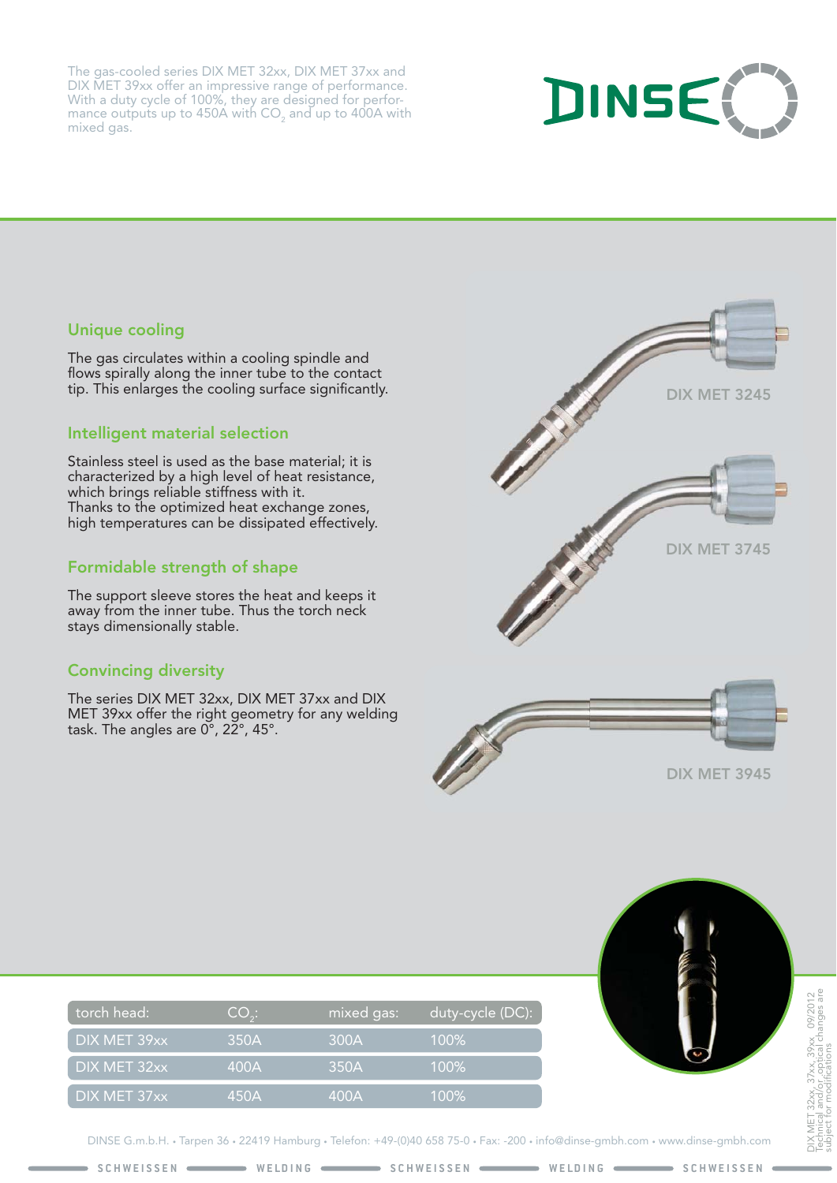The gas-cooled series DIX MET 32xx, DIX MET 37xx and DIX MET 39xx offer an impressive range of performance. With a duty cycle of 100%, they are designed for performance outputs up to 450A with $CO_2$ and up to 400A with mixed gas.

DINSE

### Unique cooling

The gas circulates within a cooling spindle and flows spirally along the inner tube to the contact tip. This enlarges the cooling surface significantly.

### Intelligent material selection

Stainless steel is used as the base material; it is characterized by a high level of heat resistance, which brings reliable stiffness with it.
Thanks to the optimized heat exchange zones, high temperatures can be dissipated effectively.

### Formidable strength of shape

The support sleeve stores the heat and keeps it away from the inner tube. Thus the torch neck stays dimensionally stable.

### Convincing diversity

The series DIX MET 32xx, DIX MET 37xx and DIX MET 39xx offer the right geometry for any welding task. The angles are 0°, 22°, 45°.

DIX MET 3245

DIX MET 3745

DIX MET 3945

| torch head: | $CO_2$: | mixed gas: | duty-cycle (DC): |
|---|---|---|---|
| DIX MET 39xx | 350A | 300A | 100% |
| DIX MET 32xx | 400A | 350A | 100% |
| DIX MET 37xx | 450A | 400A | 100% |

DIX MET 32xx, 37xx, 39xx 09/2012
Technical and/or optical changes are subject for modifications

DINSE G.m.b.H. • Tarpen 36 • 22419 Hamburg • Telefon: +49-(0)40 658 75-0 • Fax: -200 • info@dinse-gmbh.com • www.dinse-gmbh.com

SCHWEISSEN WELDING SCHWEISSEN WELDING SCHWEISSEN